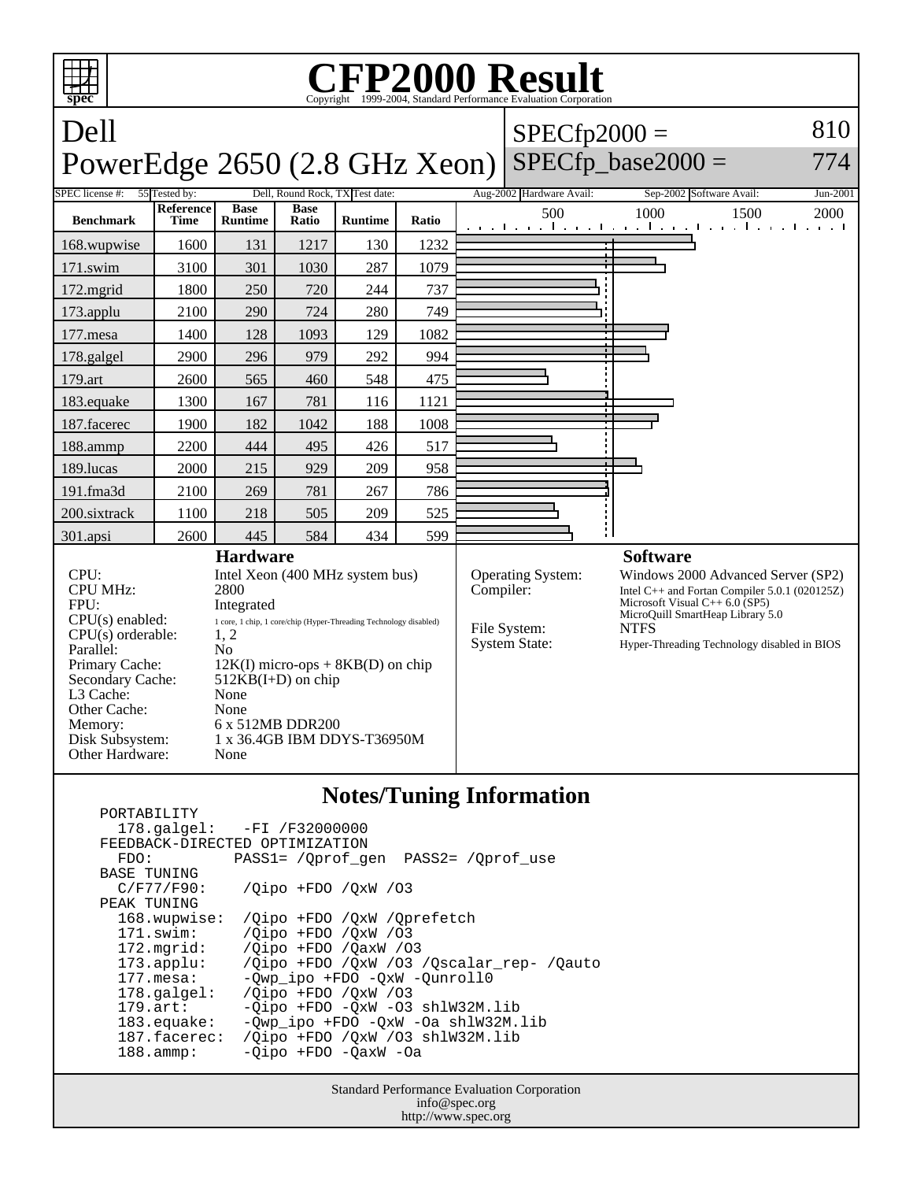# CFP2000 Result

Copyright 1999-2004, Standard Performance Evaluation Corporation

## Dell
## PowerEdge 2650 (2.8 GHz Xeon)

SPECfp2000 = 810

SPECfp_base2000 = 774

| SPEC license #: | 55 | Tested by: | Dell, Round Rock, TX | Test date: | Aug-2002 | Hardware Avail: | Sep-2002 | Software Avail: | Jun-2001 |
|---|---|---|---|---|---|---|---|---|---|

| Benchmark | Reference Time | Base Runtime | Base Ratio | Runtime | Ratio |
|---|---|---|---|---|---|
| 168.wupwise | 1600 | 131 | 1217 | 130 | 1232 |
| 171.swim | 3100 | 301 | 1030 | 287 | 1079 |
| 172.mgrid | 1800 | 250 | 720 | 244 | 737 |
| 173.applu | 2100 | 290 | 724 | 280 | 749 |
| 177.mesa | 1400 | 128 | 1093 | 129 | 1082 |
| 178.galgel | 2900 | 296 | 979 | 292 | 994 |
| 179.art | 2600 | 565 | 460 | 548 | 475 |
| 183.equake | 1300 | 167 | 781 | 116 | 1121 |
| 187.facerec | 1900 | 182 | 1042 | 188 | 1008 |
| 188.ammp | 2200 | 444 | 495 | 426 | 517 |
| 189.lucas | 2000 | 215 | 929 | 209 | 958 |
| 191.fma3d | 2100 | 269 | 781 | 267 | 786 |
| 200.sixtrack | 1100 | 218 | 505 | 209 | 525 |
| 301.apsi | 2600 | 445 | 584 | 434 | 599 |

### Hardware

| | |
|---|---|
| CPU: | Intel Xeon (400 MHz system bus) |
| CPU MHz: | 2800 |
| FPU: | Integrated |
| CPU(s) enabled: | 1 core, 1 chip, 1 core/chip (Hyper-Threading Technology disabled) |
| CPU(s) orderable: | 1, 2 |
| Parallel: | No |
| Primary Cache: | 12K(I) micro-ops + 8KB(D) on chip |
| Secondary Cache: | 512KB(I+D) on chip |
| L3 Cache: | None |
| Other Cache: | None |
| Memory: | 6 x 512MB DDR200 |
| Disk Subsystem: | 1 x 36.4GB IBM DDYS-T36950M |
| Other Hardware: | None |

### Software

| | |
|---|---|
| Operating System: | Windows 2000 Advanced Server (SP2) |
| Compiler: | Intel C++ and Fortan Compiler 5.0.1 (020125Z)<br>Microsoft Visual C++ 6.0 (SP5)<br>MicroQuill SmartHeap Library 5.0 |
| File System: | NTFS |
| System State: | Hyper-Threading Technology disabled in BIOS |

### Notes/Tuning Information

```
PORTABILITY
  178.galgel:   -FI /F32000000
FEEDBACK-DIRECTED OPTIMIZATION
  FDO:         PASS1= /Qprof_gen  PASS2= /Qprof_use
BASE TUNING
  C/F77/F90:    /Qipo +FDO /QxW /O3
PEAK TUNING
  168.wupwise:  /Qipo +FDO /QxW /Qprefetch
  171.swim:     /Qipo +FDO /QxW /O3
  172.mgrid:    /Qipo +FDO /QaxW /O3
  173.applu:    /Qipo +FDO /QxW /O3 /Qscalar_rep- /Qauto
  177.mesa:     -Qwp_ipo +FDO -QxW -Qunroll0
  178.galgel:   /Qipo +FDO /QxW /O3
  179.art:      -Qipo +FDO -QxW -O3 shlW32M.lib
  183.equake:   -Qwp_ipo +FDO -QxW -Oa shlW32M.lib
  187.facerec:  /Qipo +FDO /QxW /O3 shlW32M.lib
  188.ammp:     -Qipo +FDO -QaxW -Oa
```

Standard Performance Evaluation Corporation
info@spec.org
http://www.spec.org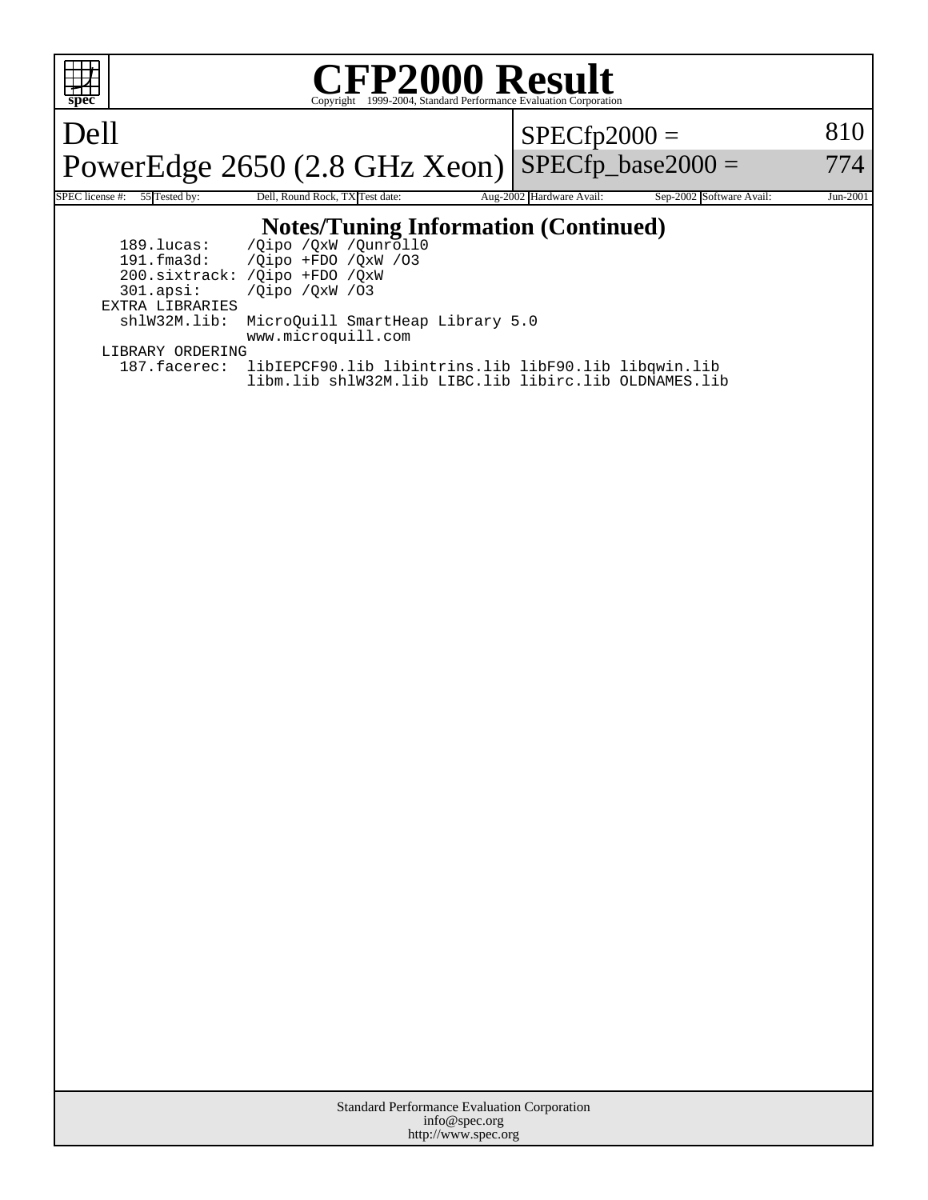# CFP2000 Result

Copyright 1999-2004, Standard Performance Evaluation Corporation

Dell
PowerEdge 2650 (2.8 GHz Xeon)

SPECfp2000 = 810
SPECfp_base2000 = 774

| SPEC license #: | 55 | Tested by: | Dell, Round Rock, TX | Test date: | Aug-2002 | Hardware Avail: | Sep-2002 | Software Avail: | Jun-2001 |
|---|---|---|---|---|---|---|---|---|---|

## Notes/Tuning Information (Continued)

```
    189.lucas:    /Qipo /QxW /Qunroll0
    191.fma3d:    /Qipo +FDO /QxW /O3
    200.sixtrack: /Qipo +FDO /QxW
    301.apsi:     /Qipo /QxW /O3
  EXTRA LIBRARIES
    shlW32M.lib:  MicroQuill SmartHeap Library 5.0
                  www.microquill.com
  LIBRARY ORDERING
    187.facerec:  libIEPCF90.lib libintrins.lib libF90.lib libqwin.lib
                  libm.lib shlW32M.lib LIBC.lib libirc.lib OLDNAMES.lib
```

Standard Performance Evaluation Corporation
info@spec.org
http://www.spec.org